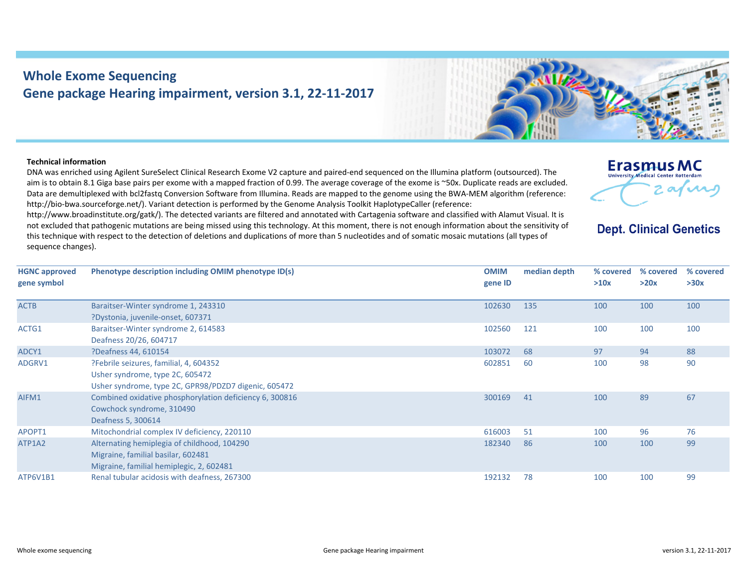# Whole Exome Sequencing

## Gene package Hearing impairment, version 3.1, 22-11-2017

Erasmus MC
University Medical Center Rotterdam

Dept. Clinical Genetics

**Technical information**

DNA was enriched using Agilent SureSelect Clinical Research Exome V2 capture and paired-end sequenced on the Illumina platform (outsourced). The aim is to obtain 8.1 Giga base pairs per exome with a mapped fraction of 0.99. The average coverage of the exome is ~50x. Duplicate reads are excluded. Data are demultiplexed with bcl2fastq Conversion Software from Illumina. Reads are mapped to the genome using the BWA-MEM algorithm (reference: http://bio-bwa.sourceforge.net/). Variant detection is performed by the Genome Analysis Toolkit HaplotypeCaller (reference: http://www.broadinstitute.org/gatk/). The detected variants are filtered and annotated with Cartagenia software and classified with Alamut Visual. It is not excluded that pathogenic mutations are being missed using this technology. At this moment, there is not enough information about the sensitivity of this technique with respect to the detection of deletions and duplications of more than 5 nucleotides and of somatic mosaic mutations (all types of sequence changes).

| HGNC approved gene symbol | Phenotype description including OMIM phenotype ID(s) | OMIM gene ID | median depth | % covered >10x | % covered >20x | % covered >30x |
|---|---|---|---|---|---|---|
| ACTB | Baraitser-Winter syndrome 1, 243310<br>?Dystonia, juvenile-onset, 607371 | 102630 | 135 | 100 | 100 | 100 |
| ACTG1 | Baraitser-Winter syndrome 2, 614583<br>Deafness 20/26, 604717 | 102560 | 121 | 100 | 100 | 100 |
| ADCY1 | ?Deafness 44, 610154 | 103072 | 68 | 97 | 94 | 88 |
| ADGRV1 | ?Febrile seizures, familial, 4, 604352<br>Usher syndrome, type 2C, 605472<br>Usher syndrome, type 2C, GPR98/PDZD7 digenic, 605472 | 602851 | 60 | 100 | 98 | 90 |
| AIFM1 | Combined oxidative phosphorylation deficiency 6, 300816<br>Cowchock syndrome, 310490<br>Deafness 5, 300614 | 300169 | 41 | 100 | 89 | 67 |
| APOPT1 | Mitochondrial complex IV deficiency, 220110 | 616003 | 51 | 100 | 96 | 76 |
| ATP1A2 | Alternating hemiplegia of childhood, 104290<br>Migraine, familial basilar, 602481<br>Migraine, familial hemiplegic, 2, 602481 | 182340 | 86 | 100 | 100 | 99 |
| ATP6V1B1 | Renal tubular acidosis with deafness, 267300 | 192132 | 78 | 100 | 100 | 99 |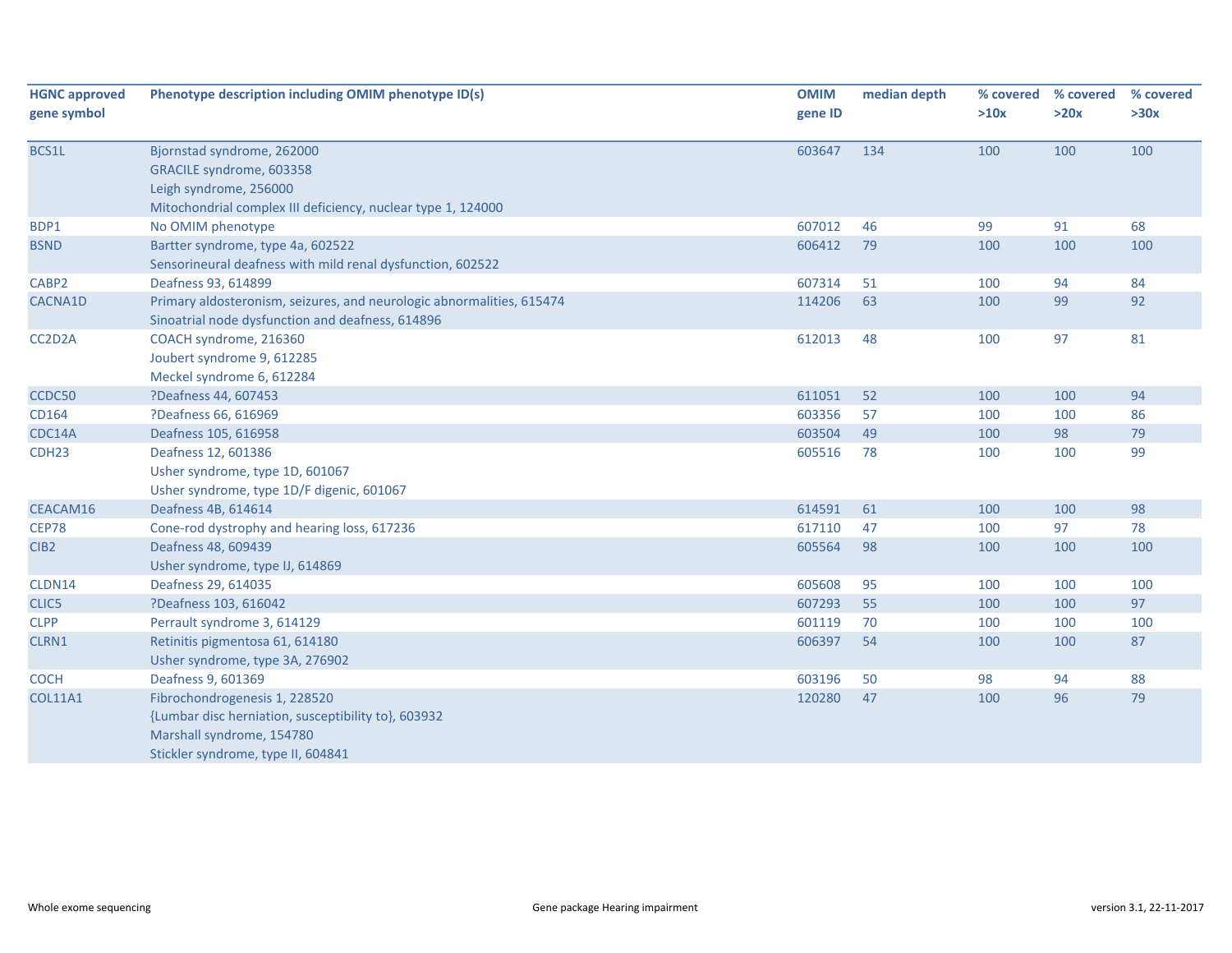| HGNC approved gene symbol | Phenotype description including OMIM phenotype ID(s) | OMIM gene ID | median depth | % covered >10x | % covered >20x | % covered >30x |
|---|---|---|---|---|---|---|
| BCS1L | Bjornstad syndrome, 262000<br>GRACILE syndrome, 603358<br>Leigh syndrome, 256000<br>Mitochondrial complex III deficiency, nuclear type 1, 124000 | 603647 | 134 | 100 | 100 | 100 |
| BDP1 | No OMIM phenotype | 607012 | 46 | 99 | 91 | 68 |
| BSND | Bartter syndrome, type 4a, 602522<br>Sensorineural deafness with mild renal dysfunction, 602522 | 606412 | 79 | 100 | 100 | 100 |
| CABP2 | Deafness 93, 614899 | 607314 | 51 | 100 | 94 | 84 |
| CACNA1D | Primary aldosteronism, seizures, and neurologic abnormalities, 615474<br>Sinoatrial node dysfunction and deafness, 614896 | 114206 | 63 | 100 | 99 | 92 |
| CC2D2A | COACH syndrome, 216360<br>Joubert syndrome 9, 612285<br>Meckel syndrome 6, 612284 | 612013 | 48 | 100 | 97 | 81 |
| CCDC50 | ?Deafness 44, 607453 | 611051 | 52 | 100 | 100 | 94 |
| CD164 | ?Deafness 66, 616969 | 603356 | 57 | 100 | 100 | 86 |
| CDC14A | Deafness 105, 616958 | 603504 | 49 | 100 | 98 | 79 |
| CDH23 | Deafness 12, 601386<br>Usher syndrome, type 1D, 601067<br>Usher syndrome, type 1D/F digenic, 601067 | 605516 | 78 | 100 | 100 | 99 |
| CEACAM16 | Deafness 4B, 614614 | 614591 | 61 | 100 | 100 | 98 |
| CEP78 | Cone-rod dystrophy and hearing loss, 617236 | 617110 | 47 | 100 | 97 | 78 |
| CIB2 | Deafness 48, 609439<br>Usher syndrome, type IJ, 614869 | 605564 | 98 | 100 | 100 | 100 |
| CLDN14 | Deafness 29, 614035 | 605608 | 95 | 100 | 100 | 100 |
| CLIC5 | ?Deafness 103, 616042 | 607293 | 55 | 100 | 100 | 97 |
| CLPP | Perrault syndrome 3, 614129 | 601119 | 70 | 100 | 100 | 100 |
| CLRN1 | Retinitis pigmentosa 61, 614180<br>Usher syndrome, type 3A, 276902 | 606397 | 54 | 100 | 100 | 87 |
| COCH | Deafness 9, 601369 | 603196 | 50 | 98 | 94 | 88 |
| COL11A1 | Fibrochondrogenesis 1, 228520<br>{Lumbar disc herniation, susceptibility to}, 603932<br>Marshall syndrome, 154780<br>Stickler syndrome, type II, 604841 | 120280 | 47 | 100 | 96 | 79 |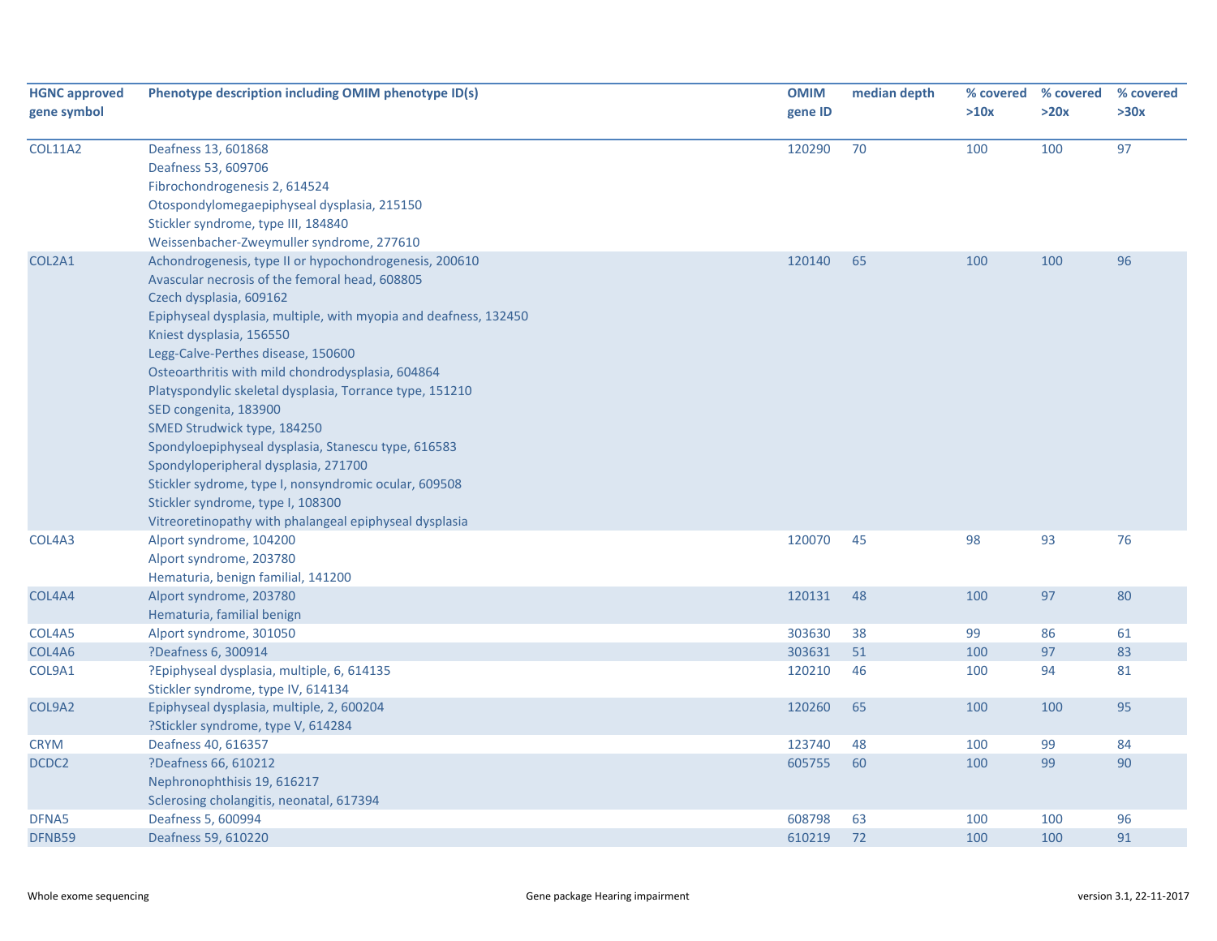| HGNC approved gene symbol | Phenotype description including OMIM phenotype ID(s) | OMIM gene ID | median depth | % covered >10x | % covered >20x | % covered >30x |
|---|---|---|---|---|---|---|
| COL11A2 | Deafness 13, 601868<br>Deafness 53, 609706<br>Fibrochondrogenesis 2, 614524<br>Otospondylomegaepiphyseal dysplasia, 215150<br>Stickler syndrome, type III, 184840<br>Weissenbacher-Zweymuller syndrome, 277610 | 120290 | 70 | 100 | 100 | 97 |
| COL2A1 | Achondrogenesis, type II or hypochondrogenesis, 200610<br>Avascular necrosis of the femoral head, 608805<br>Czech dysplasia, 609162<br>Epiphyseal dysplasia, multiple, with myopia and deafness, 132450<br>Kniest dysplasia, 156550<br>Legg-Calve-Perthes disease, 150600<br>Osteoarthritis with mild chondrodysplasia, 604864<br>Platyspondylic skeletal dysplasia, Torrance type, 151210<br>SED congenita, 183900<br>SMED Strudwick type, 184250<br>Spondyloepiphyseal dysplasia, Stanescu type, 616583<br>Spondyloperipheral dysplasia, 271700<br>Stickler sydrome, type I, nonsyndromic ocular, 609508<br>Stickler syndrome, type I, 108300<br>Vitreoretinopathy with phalangeal epiphyseal dysplasia | 120140 | 65 | 100 | 100 | 96 |
| COL4A3 | Alport syndrome, 104200<br>Alport syndrome, 203780<br>Hematuria, benign familial, 141200 | 120070 | 45 | 98 | 93 | 76 |
| COL4A4 | Alport syndrome, 203780<br>Hematuria, familial benign | 120131 | 48 | 100 | 97 | 80 |
| COL4A5 | Alport syndrome, 301050 | 303630 | 38 | 99 | 86 | 61 |
| COL4A6 | ?Deafness 6, 300914 | 303631 | 51 | 100 | 97 | 83 |
| COL9A1 | ?Epiphyseal dysplasia, multiple, 6, 614135<br>Stickler syndrome, type IV, 614134 | 120210 | 46 | 100 | 94 | 81 |
| COL9A2 | Epiphyseal dysplasia, multiple, 2, 600204<br>?Stickler syndrome, type V, 614284 | 120260 | 65 | 100 | 100 | 95 |
| CRYM | Deafness 40, 616357 | 123740 | 48 | 100 | 99 | 84 |
| DCDC2 | ?Deafness 66, 610212<br>Nephronophthisis 19, 616217<br>Sclerosing cholangitis, neonatal, 617394 | 605755 | 60 | 100 | 99 | 90 |
| DFNA5 | Deafness 5, 600994 | 608798 | 63 | 100 | 100 | 96 |
| DFNB59 | Deafness 59, 610220 | 610219 | 72 | 100 | 100 | 91 |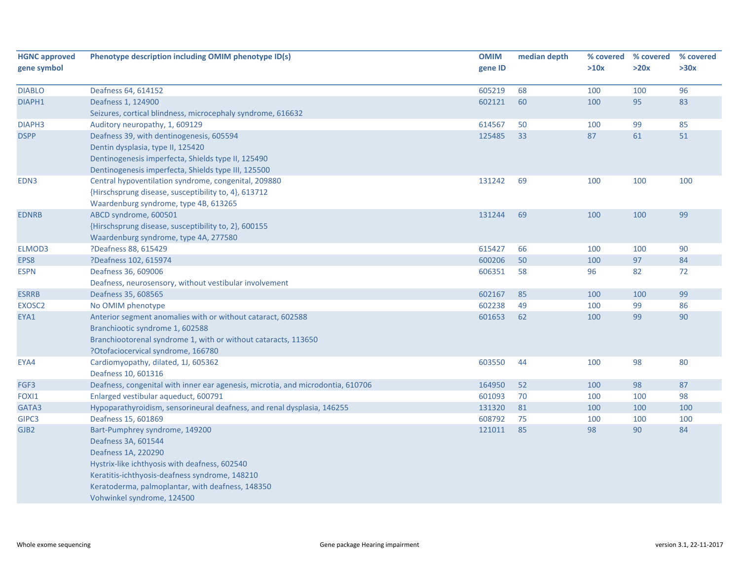| HGNC approved gene symbol | Phenotype description including OMIM phenotype ID(s) | OMIM gene ID | median depth | % covered >10x | % covered >20x | % covered >30x |
|---|---|---|---|---|---|---|
| DIABLO | Deafness 64, 614152 | 605219 | 68 | 100 | 100 | 96 |
| DIAPH1 | Deafness 1, 124900<br>Seizures, cortical blindness, microcephaly syndrome, 616632 | 602121 | 60 | 100 | 95 | 83 |
| DIAPH3 | Auditory neuropathy, 1, 609129 | 614567 | 50 | 100 | 99 | 85 |
| DSPP | Deafness 39, with dentinogenesis, 605594<br>Dentin dysplasia, type II, 125420<br>Dentinogenesis imperfecta, Shields type II, 125490<br>Dentinogenesis imperfecta, Shields type III, 125500 | 125485 | 33 | 87 | 61 | 51 |
| EDN3 | Central hypoventilation syndrome, congenital, 209880<br>{Hirschsprung disease, susceptibility to, 4}, 613712<br>Waardenburg syndrome, type 4B, 613265 | 131242 | 69 | 100 | 100 | 100 |
| EDNRB | ABCD syndrome, 600501<br>{Hirschsprung disease, susceptibility to, 2}, 600155<br>Waardenburg syndrome, type 4A, 277580 | 131244 | 69 | 100 | 100 | 99 |
| ELMOD3 | ?Deafness 88, 615429 | 615427 | 66 | 100 | 100 | 90 |
| EPS8 | ?Deafness 102, 615974 | 600206 | 50 | 100 | 97 | 84 |
| ESPN | Deafness 36, 609006<br>Deafness, neurosensory, without vestibular involvement | 606351 | 58 | 96 | 82 | 72 |
| ESRRB | Deafness 35, 608565 | 602167 | 85 | 100 | 100 | 99 |
| EXOSC2 | No OMIM phenotype | 602238 | 49 | 100 | 99 | 86 |
| EYA1 | Anterior segment anomalies with or without cataract, 602588<br>Branchiootic syndrome 1, 602588<br>Branchiootorenal syndrome 1, with or without cataracts, 113650<br>?Otofaciocervical syndrome, 166780 | 601653 | 62 | 100 | 99 | 90 |
| EYA4 | Cardiomyopathy, dilated, 1J, 605362<br>Deafness 10, 601316 | 603550 | 44 | 100 | 98 | 80 |
| FGF3 | Deafness, congenital with inner ear agenesis, microtia, and microdontia, 610706 | 164950 | 52 | 100 | 98 | 87 |
| FOXI1 | Enlarged vestibular aqueduct, 600791 | 601093 | 70 | 100 | 100 | 98 |
| GATA3 | Hypoparathyroidism, sensorineural deafness, and renal dysplasia, 146255 | 131320 | 81 | 100 | 100 | 100 |
| GIPC3 | Deafness 15, 601869 | 608792 | 75 | 100 | 100 | 100 |
| GJB2 | Bart-Pumphrey syndrome, 149200<br>Deafness 3A, 601544<br>Deafness 1A, 220290<br>Hystrix-like ichthyosis with deafness, 602540<br>Keratitis-ichthyosis-deafness syndrome, 148210<br>Keratoderma, palmoplantar, with deafness, 148350<br>Vohwinkel syndrome, 124500 | 121011 | 85 | 98 | 90 | 84 |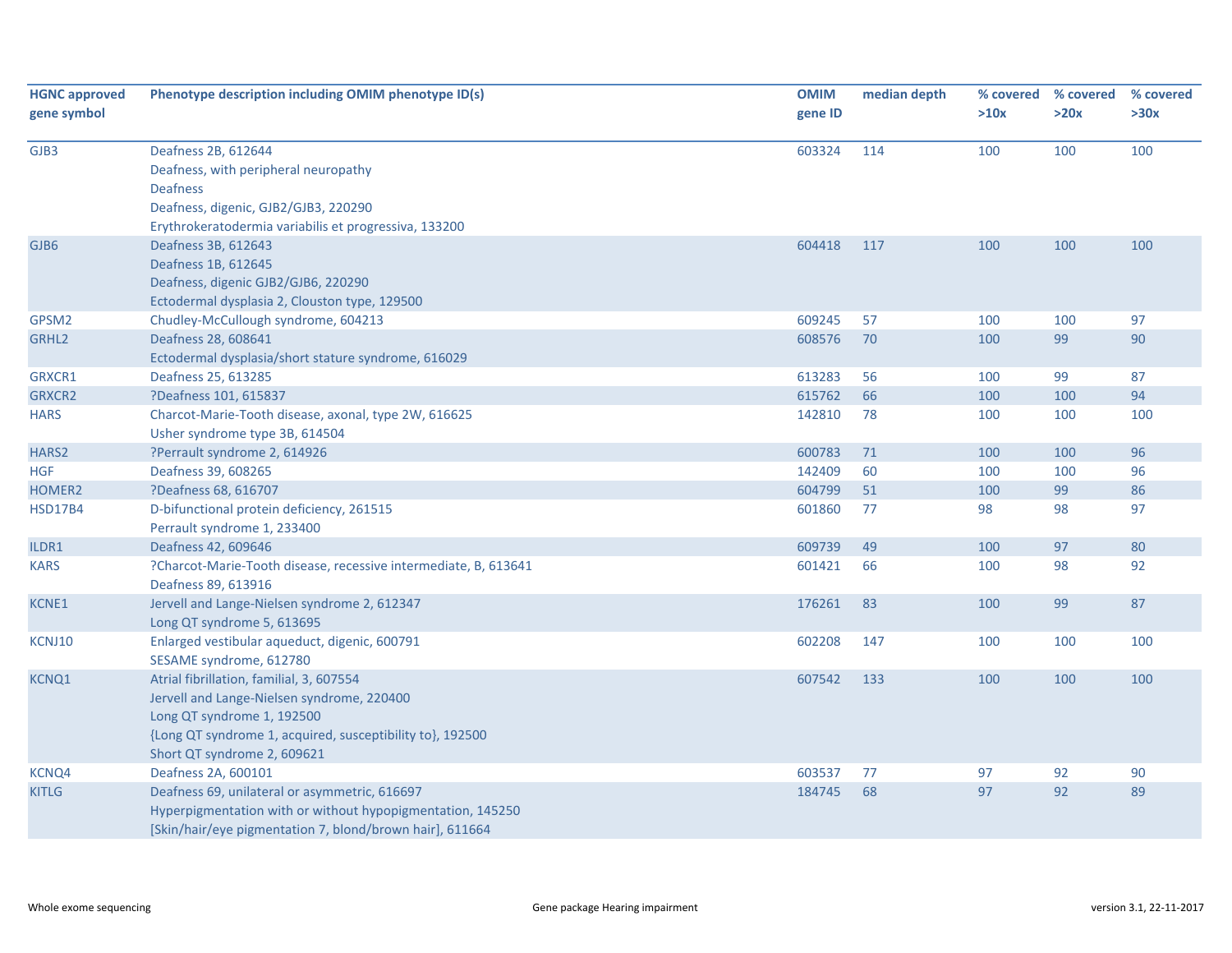| HGNC approved gene symbol | Phenotype description including OMIM phenotype ID(s) | OMIM gene ID | median depth | % covered >10x | % covered >20x | % covered >30x |
|---|---|---|---|---|---|---|
| GJB3 | Deafness 2B, 612644<br>Deafness, with peripheral neuropathy<br>Deafness<br>Deafness, digenic, GJB2/GJB3, 220290<br>Erythrokeratodermia variabilis et progressiva, 133200 | 603324 | 114 | 100 | 100 | 100 |
| GJB6 | Deafness 3B, 612643<br>Deafness 1B, 612645<br>Deafness, digenic GJB2/GJB6, 220290<br>Ectodermal dysplasia 2, Clouston type, 129500 | 604418 | 117 | 100 | 100 | 100 |
| GPSM2 | Chudley-McCullough syndrome, 604213 | 609245 | 57 | 100 | 100 | 97 |
| GRHL2 | Deafness 28, 608641<br>Ectodermal dysplasia/short stature syndrome, 616029 | 608576 | 70 | 100 | 99 | 90 |
| GRXCR1 | Deafness 25, 613285 | 613283 | 56 | 100 | 99 | 87 |
| GRXCR2 | ?Deafness 101, 615837 | 615762 | 66 | 100 | 100 | 94 |
| HARS | Charcot-Marie-Tooth disease, axonal, type 2W, 616625<br>Usher syndrome type 3B, 614504 | 142810 | 78 | 100 | 100 | 100 |
| HARS2 | ?Perrault syndrome 2, 614926 | 600783 | 71 | 100 | 100 | 96 |
| HGF | Deafness 39, 608265 | 142409 | 60 | 100 | 100 | 96 |
| HOMER2 | ?Deafness 68, 616707 | 604799 | 51 | 100 | 99 | 86 |
| HSD17B4 | D-bifunctional protein deficiency, 261515<br>Perrault syndrome 1, 233400 | 601860 | 77 | 98 | 98 | 97 |
| ILDR1 | Deafness 42, 609646 | 609739 | 49 | 100 | 97 | 80 |
| KARS | ?Charcot-Marie-Tooth disease, recessive intermediate, B, 613641<br>Deafness 89, 613916 | 601421 | 66 | 100 | 98 | 92 |
| KCNE1 | Jervell and Lange-Nielsen syndrome 2, 612347<br>Long QT syndrome 5, 613695 | 176261 | 83 | 100 | 99 | 87 |
| KCNJ10 | Enlarged vestibular aqueduct, digenic, 600791<br>SESAME syndrome, 612780 | 602208 | 147 | 100 | 100 | 100 |
| KCNQ1 | Atrial fibrillation, familial, 3, 607554<br>Jervell and Lange-Nielsen syndrome, 220400<br>Long QT syndrome 1, 192500<br>{Long QT syndrome 1, acquired, susceptibility to}, 192500<br>Short QT syndrome 2, 609621 | 607542 | 133 | 100 | 100 | 100 |
| KCNQ4 | Deafness 2A, 600101 | 603537 | 77 | 97 | 92 | 90 |
| KITLG | Deafness 69, unilateral or asymmetric, 616697<br>Hyperpigmentation with or without hypopigmentation, 145250<br>[Skin/hair/eye pigmentation 7, blond/brown hair], 611664 | 184745 | 68 | 97 | 92 | 89 |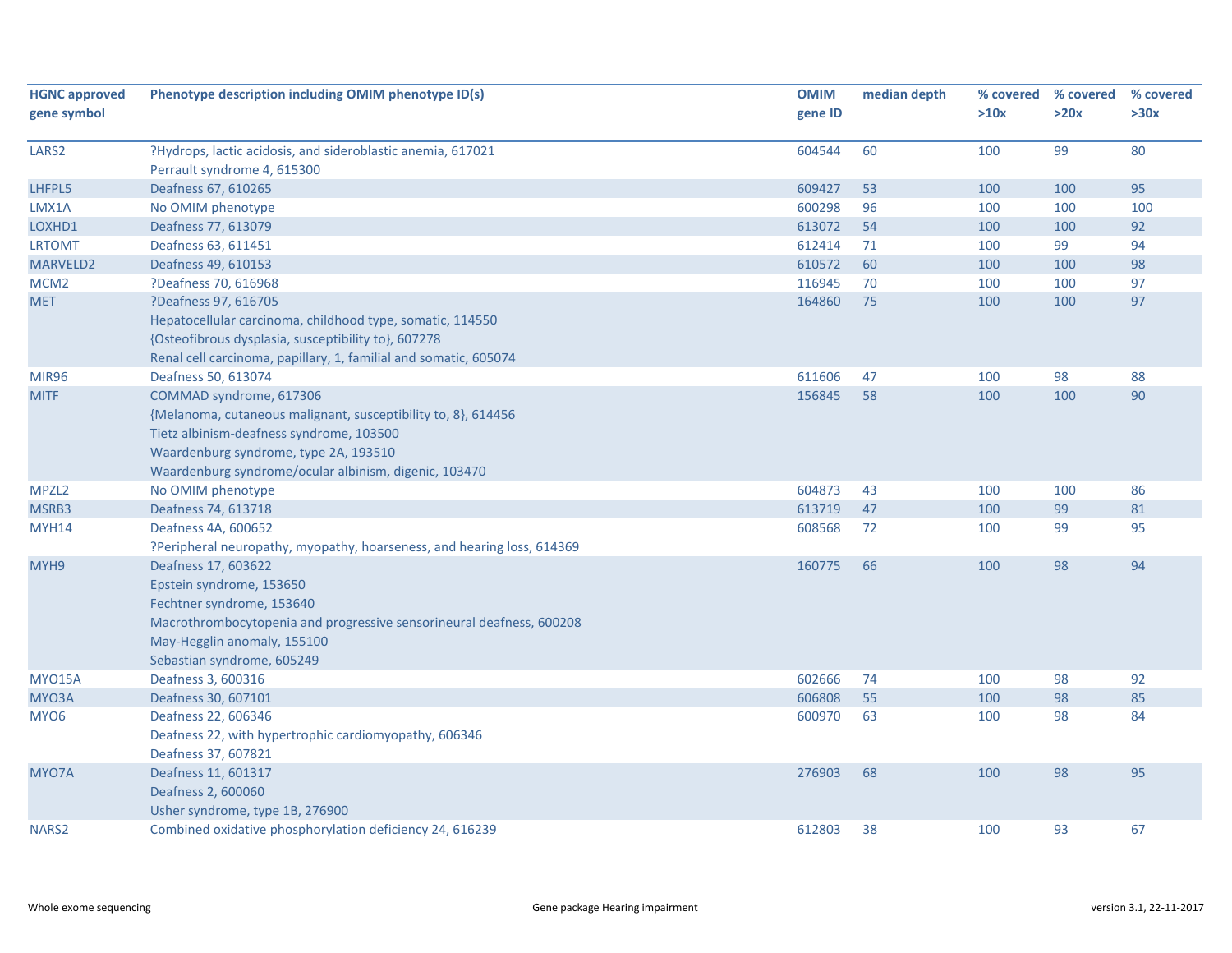| HGNC approved gene symbol | Phenotype description including OMIM phenotype ID(s) | OMIM gene ID | median depth | % covered >10x | % covered >20x | % covered >30x |
|---|---|---|---|---|---|---|
| LARS2 | ?Hydrops, lactic acidosis, and sideroblastic anemia, 617021<br>Perrault syndrome 4, 615300 | 604544 | 60 | 100 | 99 | 80 |
| LHFPL5 | Deafness 67, 610265 | 609427 | 53 | 100 | 100 | 95 |
| LMX1A | No OMIM phenotype | 600298 | 96 | 100 | 100 | 100 |
| LOXHD1 | Deafness 77, 613079 | 613072 | 54 | 100 | 100 | 92 |
| LRTOMT | Deafness 63, 611451 | 612414 | 71 | 100 | 99 | 94 |
| MARVELD2 | Deafness 49, 610153 | 610572 | 60 | 100 | 100 | 98 |
| MCM2 | ?Deafness 70, 616968 | 116945 | 70 | 100 | 100 | 97 |
| MET | ?Deafness 97, 616705<br>Hepatocellular carcinoma, childhood type, somatic, 114550<br>{Osteofibrous dysplasia, susceptibility to}, 607278<br>Renal cell carcinoma, papillary, 1, familial and somatic, 605074 | 164860 | 75 | 100 | 100 | 97 |
| MIR96 | Deafness 50, 613074 | 611606 | 47 | 100 | 98 | 88 |
| MITF | COMMAD syndrome, 617306<br>{Melanoma, cutaneous malignant, susceptibility to, 8}, 614456<br>Tietz albinism-deafness syndrome, 103500<br>Waardenburg syndrome, type 2A, 193510<br>Waardenburg syndrome/ocular albinism, digenic, 103470 | 156845 | 58 | 100 | 100 | 90 |
| MPZL2 | No OMIM phenotype | 604873 | 43 | 100 | 100 | 86 |
| MSRB3 | Deafness 74, 613718 | 613719 | 47 | 100 | 99 | 81 |
| MYH14 | Deafness 4A, 600652<br>?Peripheral neuropathy, myopathy, hoarseness, and hearing loss, 614369 | 608568 | 72 | 100 | 99 | 95 |
| MYH9 | Deafness 17, 603622<br>Epstein syndrome, 153650<br>Fechtner syndrome, 153640<br>Macrothrombocytopenia and progressive sensorineural deafness, 600208<br>May-Hegglin anomaly, 155100<br>Sebastian syndrome, 605249 | 160775 | 66 | 100 | 98 | 94 |
| MYO15A | Deafness 3, 600316 | 602666 | 74 | 100 | 98 | 92 |
| MYO3A | Deafness 30, 607101 | 606808 | 55 | 100 | 98 | 85 |
| MYO6 | Deafness 22, 606346<br>Deafness 22, with hypertrophic cardiomyopathy, 606346<br>Deafness 37, 607821 | 600970 | 63 | 100 | 98 | 84 |
| MYO7A | Deafness 11, 601317<br>Deafness 2, 600060<br>Usher syndrome, type 1B, 276900 | 276903 | 68 | 100 | 98 | 95 |
| NARS2 | Combined oxidative phosphorylation deficiency 24, 616239 | 612803 | 38 | 100 | 93 | 67 |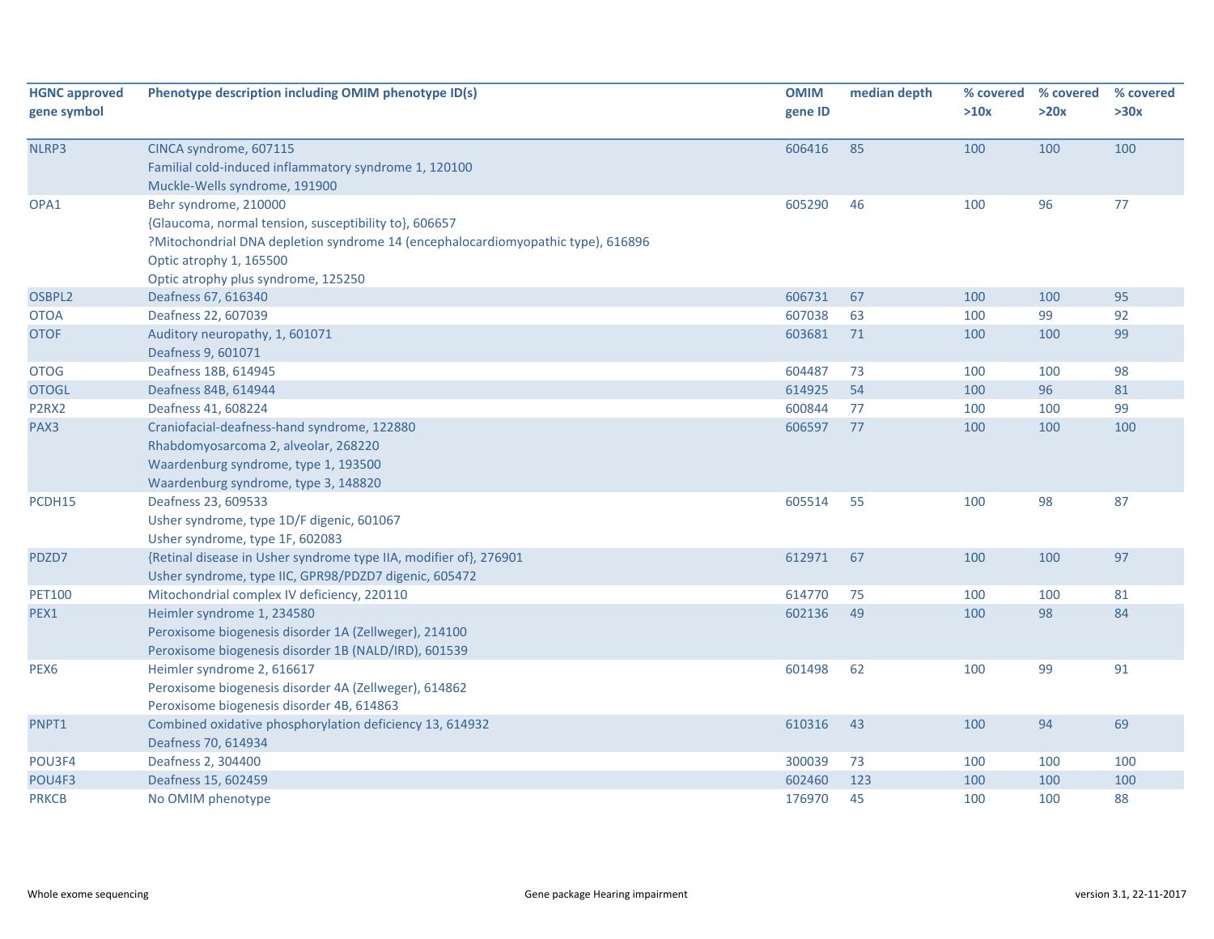| HGNC approved gene symbol | Phenotype description including OMIM phenotype ID(s) | OMIM gene ID | median depth | % covered >10x | % covered >20x | % covered >30x |
|---|---|---|---|---|---|---|
| NLRP3 | CINCA syndrome, 607115<br>Familial cold-induced inflammatory syndrome 1, 120100<br>Muckle-Wells syndrome, 191900 | 606416 | 85 | 100 | 100 | 100 |
| OPA1 | Behr syndrome, 210000<br>{Glaucoma, normal tension, susceptibility to}, 606657<br>?Mitochondrial DNA depletion syndrome 14 (encephalocardiomyopathic type), 616896<br>Optic atrophy 1, 165500<br>Optic atrophy plus syndrome, 125250 | 605290 | 46 | 100 | 96 | 77 |
| OSBPL2 | Deafness 67, 616340 | 606731 | 67 | 100 | 100 | 95 |
| OTOA | Deafness 22, 607039 | 607038 | 63 | 100 | 99 | 92 |
| OTOF | Auditory neuropathy, 1, 601071<br>Deafness 9, 601071 | 603681 | 71 | 100 | 100 | 99 |
| OTOG | Deafness 18B, 614945 | 604487 | 73 | 100 | 100 | 98 |
| OTOGL | Deafness 84B, 614944 | 614925 | 54 | 100 | 96 | 81 |
| P2RX2 | Deafness 41, 608224 | 600844 | 77 | 100 | 100 | 99 |
| PAX3 | Craniofacial-deafness-hand syndrome, 122880<br>Rhabdomyosarcoma 2, alveolar, 268220<br>Waardenburg syndrome, type 1, 193500<br>Waardenburg syndrome, type 3, 148820 | 606597 | 77 | 100 | 100 | 100 |
| PCDH15 | Deafness 23, 609533<br>Usher syndrome, type 1D/F digenic, 601067<br>Usher syndrome, type 1F, 602083 | 605514 | 55 | 100 | 98 | 87 |
| PDZD7 | {Retinal disease in Usher syndrome type IIA, modifier of}, 276901<br>Usher syndrome, type IIC, GPR98/PDZD7 digenic, 605472 | 612971 | 67 | 100 | 100 | 97 |
| PET100 | Mitochondrial complex IV deficiency, 220110 | 614770 | 75 | 100 | 100 | 81 |
| PEX1 | Heimler syndrome 1, 234580<br>Peroxisome biogenesis disorder 1A (Zellweger), 214100<br>Peroxisome biogenesis disorder 1B (NALD/IRD), 601539 | 602136 | 49 | 100 | 98 | 84 |
| PEX6 | Heimler syndrome 2, 616617<br>Peroxisome biogenesis disorder 4A (Zellweger), 614862<br>Peroxisome biogenesis disorder 4B, 614863 | 601498 | 62 | 100 | 99 | 91 |
| PNPT1 | Combined oxidative phosphorylation deficiency 13, 614932<br>Deafness 70, 614934 | 610316 | 43 | 100 | 94 | 69 |
| POU3F4 | Deafness 2, 304400 | 300039 | 73 | 100 | 100 | 100 |
| POU4F3 | Deafness 15, 602459 | 602460 | 123 | 100 | 100 | 100 |
| PRKCB | No OMIM phenotype | 176970 | 45 | 100 | 100 | 88 |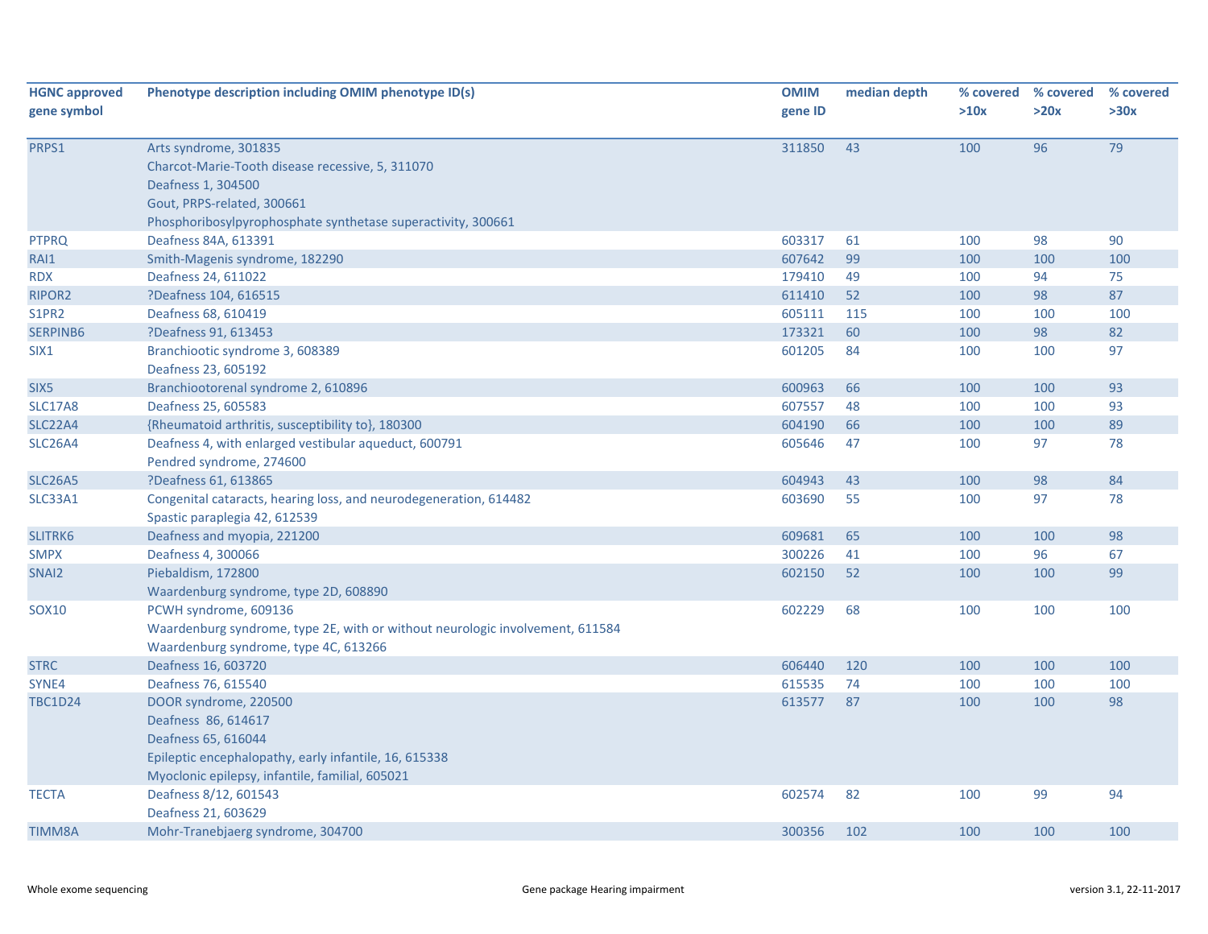| HGNC approved gene symbol | Phenotype description including OMIM phenotype ID(s) | OMIM gene ID | median depth | % covered >10x | % covered >20x | % covered >30x |
|---|---|---|---|---|---|---|
| PRPS1 | Arts syndrome, 301835<br>Charcot-Marie-Tooth disease recessive, 5, 311070<br>Deafness 1, 304500<br>Gout, PRPS-related, 300661<br>Phosphoribosylpyrophosphate synthetase superactivity, 300661 | 311850 | 43 | 100 | 96 | 79 |
| PTPRQ | Deafness 84A, 613391 | 603317 | 61 | 100 | 98 | 90 |
| RAI1 | Smith-Magenis syndrome, 182290 | 607642 | 99 | 100 | 100 | 100 |
| RDX | Deafness 24, 611022 | 179410 | 49 | 100 | 94 | 75 |
| RIPOR2 | ?Deafness 104, 616515 | 611410 | 52 | 100 | 98 | 87 |
| S1PR2 | Deafness 68, 610419 | 605111 | 115 | 100 | 100 | 100 |
| SERPINB6 | ?Deafness 91, 613453 | 173321 | 60 | 100 | 98 | 82 |
| SIX1 | Branchiootic syndrome 3, 608389<br>Deafness 23, 605192 | 601205 | 84 | 100 | 100 | 97 |
| SIX5 | Branchiootorenal syndrome 2, 610896 | 600963 | 66 | 100 | 100 | 93 |
| SLC17A8 | Deafness 25, 605583 | 607557 | 48 | 100 | 100 | 93 |
| SLC22A4 | {Rheumatoid arthritis, susceptibility to}, 180300 | 604190 | 66 | 100 | 100 | 89 |
| SLC26A4 | Deafness 4, with enlarged vestibular aqueduct, 600791<br>Pendred syndrome, 274600 | 605646 | 47 | 100 | 97 | 78 |
| SLC26A5 | ?Deafness 61, 613865 | 604943 | 43 | 100 | 98 | 84 |
| SLC33A1 | Congenital cataracts, hearing loss, and neurodegeneration, 614482<br>Spastic paraplegia 42, 612539 | 603690 | 55 | 100 | 97 | 78 |
| SLITRK6 | Deafness and myopia, 221200 | 609681 | 65 | 100 | 100 | 98 |
| SMPX | Deafness 4, 300066 | 300226 | 41 | 100 | 96 | 67 |
| SNAI2 | Piebaldism, 172800<br>Waardenburg syndrome, type 2D, 608890 | 602150 | 52 | 100 | 100 | 99 |
| SOX10 | PCWH syndrome, 609136<br>Waardenburg syndrome, type 2E, with or without neurologic involvement, 611584<br>Waardenburg syndrome, type 4C, 613266 | 602229 | 68 | 100 | 100 | 100 |
| STRC | Deafness 16, 603720 | 606440 | 120 | 100 | 100 | 100 |
| SYNE4 | Deafness 76, 615540 | 615535 | 74 | 100 | 100 | 100 |
| TBC1D24 | DOOR syndrome, 220500<br>Deafness 86, 614617<br>Deafness 65, 616044<br>Epileptic encephalopathy, early infantile, 16, 615338<br>Myoclonic epilepsy, infantile, familial, 605021 | 613577 | 87 | 100 | 100 | 98 |
| TECTA | Deafness 8/12, 601543<br>Deafness 21, 603629 | 602574 | 82 | 100 | 99 | 94 |
| TIMM8A | Mohr-Tranebjaerg syndrome, 304700 | 300356 | 102 | 100 | 100 | 100 |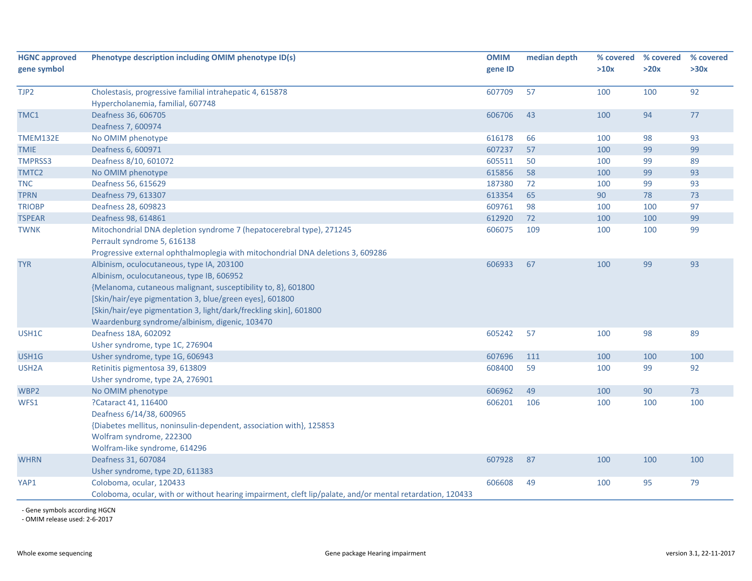| HGNC approved gene symbol | Phenotype description including OMIM phenotype ID(s) | OMIM gene ID | median depth | % covered >10x | % covered >20x | % covered >30x |
|---|---|---|---|---|---|---|
| TJP2 | Cholestasis, progressive familial intrahepatic 4, 615878<br>Hypercholanemia, familial, 607748 | 607709 | 57 | 100 | 100 | 92 |
| TMC1 | Deafness 36, 606705<br>Deafness 7, 600974 | 606706 | 43 | 100 | 94 | 77 |
| TMEM132E | No OMIM phenotype | 616178 | 66 | 100 | 98 | 93 |
| TMIE | Deafness 6, 600971 | 607237 | 57 | 100 | 99 | 99 |
| TMPRSS3 | Deafness 8/10, 601072 | 605511 | 50 | 100 | 99 | 89 |
| TMTC2 | No OMIM phenotype | 615856 | 58 | 100 | 99 | 93 |
| TNC | Deafness 56, 615629 | 187380 | 72 | 100 | 99 | 93 |
| TPRN | Deafness 79, 613307 | 613354 | 65 | 90 | 78 | 73 |
| TRIOBP | Deafness 28, 609823 | 609761 | 98 | 100 | 100 | 97 |
| TSPEAR | Deafness 98, 614861 | 612920 | 72 | 100 | 100 | 99 |
| TWNK | Mitochondrial DNA depletion syndrome 7 (hepatocerebral type), 271245<br>Perrault syndrome 5, 616138<br>Progressive external ophthalmoplegia with mitochondrial DNA deletions 3, 609286 | 606075 | 109 | 100 | 100 | 99 |
| TYR | Albinism, oculocutaneous, type IA, 203100<br>Albinism, oculocutaneous, type IB, 606952<br>{Melanoma, cutaneous malignant, susceptibility to, 8}, 601800<br>[Skin/hair/eye pigmentation 3, blue/green eyes], 601800<br>[Skin/hair/eye pigmentation 3, light/dark/freckling skin], 601800<br>Waardenburg syndrome/albinism, digenic, 103470 | 606933 | 67 | 100 | 99 | 93 |
| USH1C | Deafness 18A, 602092<br>Usher syndrome, type 1C, 276904 | 605242 | 57 | 100 | 98 | 89 |
| USH1G | Usher syndrome, type 1G, 606943 | 607696 | 111 | 100 | 100 | 100 |
| USH2A | Retinitis pigmentosa 39, 613809<br>Usher syndrome, type 2A, 276901 | 608400 | 59 | 100 | 99 | 92 |
| WBP2 | No OMIM phenotype | 606962 | 49 | 100 | 90 | 73 |
| WFS1 | ?Cataract 41, 116400<br>Deafness 6/14/38, 600965<br>{Diabetes mellitus, noninsulin-dependent, association with}, 125853<br>Wolfram syndrome, 222300<br>Wolfram-like syndrome, 614296 | 606201 | 106 | 100 | 100 | 100 |
| WHRN | Deafness 31, 607084<br>Usher syndrome, type 2D, 611383 | 607928 | 87 | 100 | 100 | 100 |
| YAP1 | Coloboma, ocular, 120433<br>Coloboma, ocular, with or without hearing impairment, cleft lip/palate, and/or mental retardation, 120433 | 606608 | 49 | 100 | 95 | 79 |

- Gene symbols according HGCN
- OMIM release used: 2-6-2017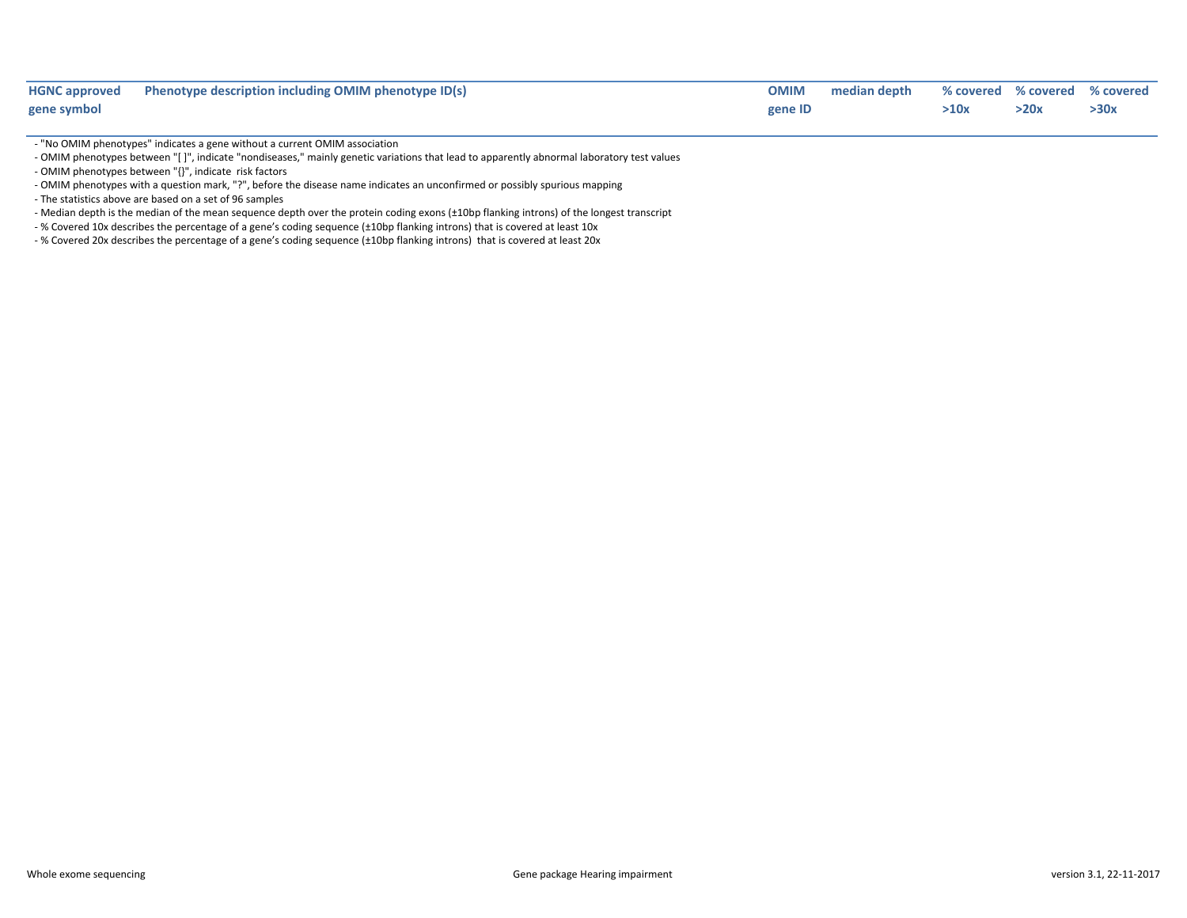| HGNC approved gene symbol | Phenotype description including OMIM phenotype ID(s) | OMIM gene ID | median depth | % covered >10x | % covered >20x | % covered >30x |
|---|---|---|---|---|---|---|

- "No OMIM phenotypes" indicates a gene without a current OMIM association
- OMIM phenotypes between "[ ]", indicate "nondiseases," mainly genetic variations that lead to apparently abnormal laboratory test values
- OMIM phenotypes between "{}", indicate  risk factors
- OMIM phenotypes with a question mark, "?", before the disease name indicates an unconfirmed or possibly spurious mapping
- The statistics above are based on a set of 96 samples
- Median depth is the median of the mean sequence depth over the protein coding exons (±10bp flanking introns) of the longest transcript
- % Covered 10x describes the percentage of a gene's coding sequence (±10bp flanking introns) that is covered at least 10x
- % Covered 20x describes the percentage of a gene's coding sequence (±10bp flanking introns)  that is covered at least 20x